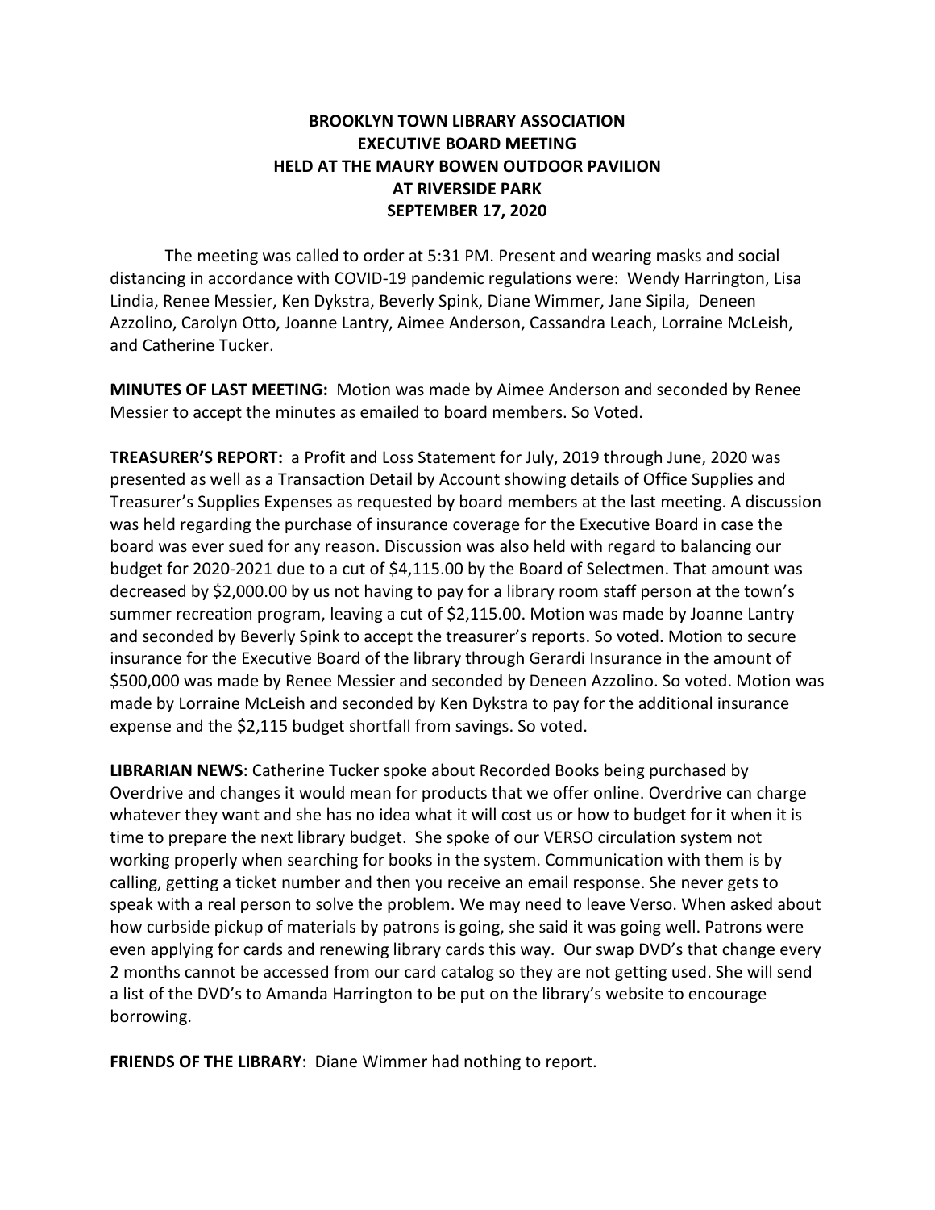# BROOKLYN TOWN LIBRARY ASSOCIATION
# EXECUTIVE BOARD MEETING
# HELD AT THE MAURY BOWEN OUTDOOR PAVILION
# AT RIVERSIDE PARK
# SEPTEMBER 17, 2020

The meeting was called to order at 5:31 PM. Present and wearing masks and social distancing in accordance with COVID-19 pandemic regulations were: Wendy Harrington, Lisa Lindia, Renee Messier, Ken Dykstra, Beverly Spink, Diane Wimmer, Jane Sipila, Deneen Azzolino, Carolyn Otto, Joanne Lantry, Aimee Anderson, Cassandra Leach, Lorraine McLeish, and Catherine Tucker.

**MINUTES OF LAST MEETING:** Motion was made by Aimee Anderson and seconded by Renee Messier to accept the minutes as emailed to board members. So Voted.

**TREASURER'S REPORT:** a Profit and Loss Statement for July, 2019 through June, 2020 was presented as well as a Transaction Detail by Account showing details of Office Supplies and Treasurer's Supplies Expenses as requested by board members at the last meeting. A discussion was held regarding the purchase of insurance coverage for the Executive Board in case the board was ever sued for any reason. Discussion was also held with regard to balancing our budget for 2020-2021 due to a cut of $4,115.00 by the Board of Selectmen. That amount was decreased by $2,000.00 by us not having to pay for a library room staff person at the town's summer recreation program, leaving a cut of $2,115.00. Motion was made by Joanne Lantry and seconded by Beverly Spink to accept the treasurer's reports. So voted. Motion to secure insurance for the Executive Board of the library through Gerardi Insurance in the amount of $500,000 was made by Renee Messier and seconded by Deneen Azzolino. So voted. Motion was made by Lorraine McLeish and seconded by Ken Dykstra to pay for the additional insurance expense and the $2,115 budget shortfall from savings. So voted.

**LIBRARIAN NEWS**: Catherine Tucker spoke about Recorded Books being purchased by Overdrive and changes it would mean for products that we offer online. Overdrive can charge whatever they want and she has no idea what it will cost us or how to budget for it when it is time to prepare the next library budget. She spoke of our VERSO circulation system not working properly when searching for books in the system. Communication with them is by calling, getting a ticket number and then you receive an email response. She never gets to speak with a real person to solve the problem. We may need to leave Verso. When asked about how curbside pickup of materials by patrons is going, she said it was going well. Patrons were even applying for cards and renewing library cards this way. Our swap DVD's that change every 2 months cannot be accessed from our card catalog so they are not getting used. She will send a list of the DVD's to Amanda Harrington to be put on the library's website to encourage borrowing.

**FRIENDS OF THE LIBRARY**: Diane Wimmer had nothing to report.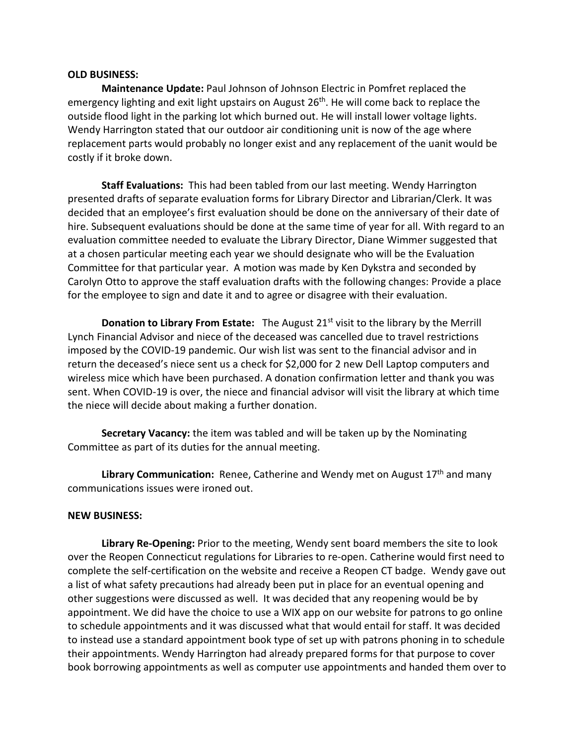**OLD BUSINESS:**

**Maintenance Update:** Paul Johnson of Johnson Electric in Pomfret replaced the emergency lighting and exit light upstairs on August 26th. He will come back to replace the outside flood light in the parking lot which burned out. He will install lower voltage lights. Wendy Harrington stated that our outdoor air conditioning unit is now of the age where replacement parts would probably no longer exist and any replacement of the uanit would be costly if it broke down.

**Staff Evaluations:** This had been tabled from our last meeting. Wendy Harrington presented drafts of separate evaluation forms for Library Director and Librarian/Clerk. It was decided that an employee's first evaluation should be done on the anniversary of their date of hire. Subsequent evaluations should be done at the same time of year for all. With regard to an evaluation committee needed to evaluate the Library Director, Diane Wimmer suggested that at a chosen particular meeting each year we should designate who will be the Evaluation Committee for that particular year. A motion was made by Ken Dykstra and seconded by Carolyn Otto to approve the staff evaluation drafts with the following changes: Provide a place for the employee to sign and date it and to agree or disagree with their evaluation.

**Donation to Library From Estate:** The August 21st visit to the library by the Merrill Lynch Financial Advisor and niece of the deceased was cancelled due to travel restrictions imposed by the COVID-19 pandemic. Our wish list was sent to the financial advisor and in return the deceased's niece sent us a check for $2,000 for 2 new Dell Laptop computers and wireless mice which have been purchased. A donation confirmation letter and thank you was sent. When COVID-19 is over, the niece and financial advisor will visit the library at which time the niece will decide about making a further donation.

**Secretary Vacancy:** the item was tabled and will be taken up by the Nominating Committee as part of its duties for the annual meeting.

**Library Communication:** Renee, Catherine and Wendy met on August 17th and many communications issues were ironed out.

**NEW BUSINESS:**

**Library Re-Opening:** Prior to the meeting, Wendy sent board members the site to look over the Reopen Connecticut regulations for Libraries to re-open. Catherine would first need to complete the self-certification on the website and receive a Reopen CT badge. Wendy gave out a list of what safety precautions had already been put in place for an eventual opening and other suggestions were discussed as well. It was decided that any reopening would be by appointment. We did have the choice to use a WIX app on our website for patrons to go online to schedule appointments and it was discussed what that would entail for staff. It was decided to instead use a standard appointment book type of set up with patrons phoning in to schedule their appointments. Wendy Harrington had already prepared forms for that purpose to cover book borrowing appointments as well as computer use appointments and handed them over to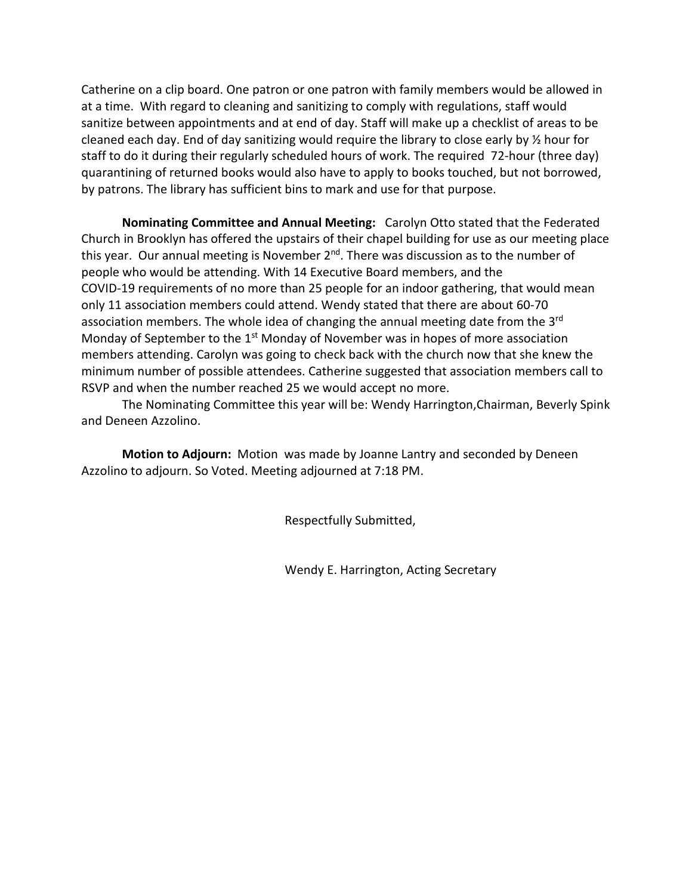Catherine on a clip board. One patron or one patron with family members would be allowed in at a time. With regard to cleaning and sanitizing to comply with regulations, staff would sanitize between appointments and at end of day. Staff will make up a checklist of areas to be cleaned each day. End of day sanitizing would require the library to close early by ½ hour for staff to do it during their regularly scheduled hours of work. The required 72-hour (three day) quarantining of returned books would also have to apply to books touched, but not borrowed, by patrons. The library has sufficient bins to mark and use for that purpose.

**Nominating Committee and Annual Meeting:** Carolyn Otto stated that the Federated Church in Brooklyn has offered the upstairs of their chapel building for use as our meeting place this year. Our annual meeting is November 2nd. There was discussion as to the number of people who would be attending. With 14 Executive Board members, and the COVID-19 requirements of no more than 25 people for an indoor gathering, that would mean only 11 association members could attend. Wendy stated that there are about 60-70 association members. The whole idea of changing the annual meeting date from the 3rd Monday of September to the 1st Monday of November was in hopes of more association members attending. Carolyn was going to check back with the church now that she knew the minimum number of possible attendees. Catherine suggested that association members call to RSVP and when the number reached 25 we would accept no more.

The Nominating Committee this year will be: Wendy Harrington,Chairman, Beverly Spink and Deneen Azzolino.

**Motion to Adjourn:** Motion was made by Joanne Lantry and seconded by Deneen Azzolino to adjourn. So Voted. Meeting adjourned at 7:18 PM.

Respectfully Submitted,

Wendy E. Harrington, Acting Secretary